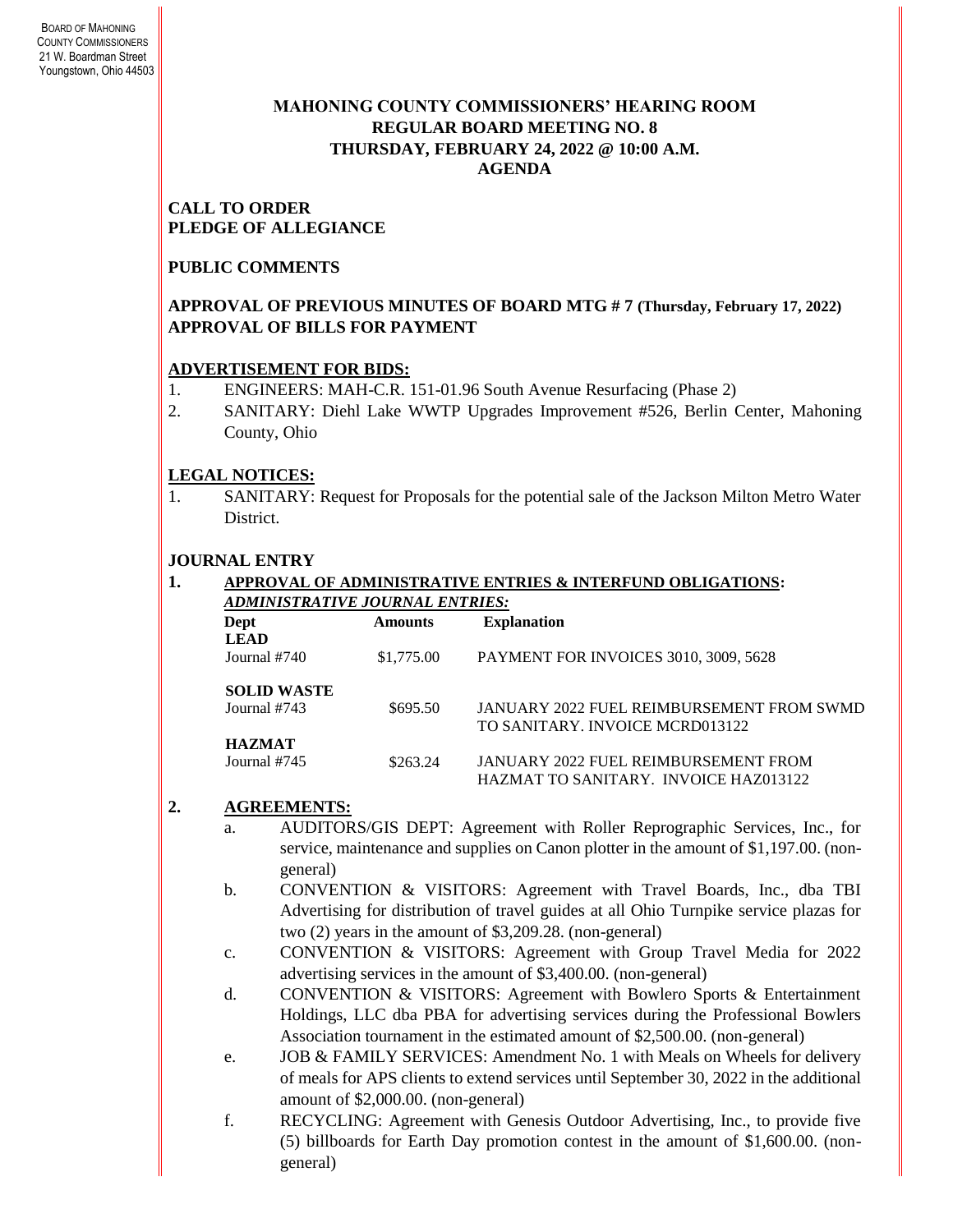BOARD OF MAHONING COUNTY COMMISSIONERS
21 W. Boardman Street
Youngstown, Ohio 44503

# MAHONING COUNTY COMMISSIONERS' HEARING ROOM
## REGULAR BOARD MEETING NO. 8
## THURSDAY, FEBRUARY 24, 2022 @ 10:00 A.M.
## AGENDA

**CALL TO ORDER**
**PLEDGE OF ALLEGIANCE**

**PUBLIC COMMENTS**

**APPROVAL OF PREVIOUS MINUTES OF BOARD MTG # 7 (Thursday, February 17, 2022)**
**APPROVAL OF BILLS FOR PAYMENT**

**ADVERTISEMENT FOR BIDS:**

1. ENGINEERS: MAH-C.R. 151-01.96 South Avenue Resurfacing (Phase 2)
2. SANITARY: Diehl Lake WWTP Upgrades Improvement #526, Berlin Center, Mahoning County, Ohio

**LEGAL NOTICES:**

1. SANITARY: Request for Proposals for the potential sale of the Jackson Milton Metro Water District.

**JOURNAL ENTRY**

**1. APPROVAL OF ADMINISTRATIVE ENTRIES & INTERFUND OBLIGATIONS:**

***ADMINISTRATIVE JOURNAL ENTRIES:***

| Dept | Amounts | Explanation |
|---|---|---|
| **LEAD** | | |
| Journal #740 | $1,775.00 | PAYMENT FOR INVOICES 3010, 3009, 5628 |
| **SOLID WASTE** | | |
| Journal #743 | $695.50 | JANUARY 2022 FUEL REIMBURSEMENT FROM SWMD TO SANITARY. INVOICE MCRD013122 |
| **HAZMAT** | | |
| Journal #745 | $263.24 | JANUARY 2022 FUEL REIMBURSEMENT FROM HAZMAT TO SANITARY. INVOICE HAZ013122 |

**2. AGREEMENTS:**

a. AUDITORS/GIS DEPT: Agreement with Roller Reprographic Services, Inc., for service, maintenance and supplies on Canon plotter in the amount of $1,197.00. (non-general)

b. CONVENTION & VISITORS: Agreement with Travel Boards, Inc., dba TBI Advertising for distribution of travel guides at all Ohio Turnpike service plazas for two (2) years in the amount of $3,209.28. (non-general)

c. CONVENTION & VISITORS: Agreement with Group Travel Media for 2022 advertising services in the amount of $3,400.00. (non-general)

d. CONVENTION & VISITORS: Agreement with Bowlero Sports & Entertainment Holdings, LLC dba PBA for advertising services during the Professional Bowlers Association tournament in the estimated amount of $2,500.00. (non-general)

e. JOB & FAMILY SERVICES: Amendment No. 1 with Meals on Wheels for delivery of meals for APS clients to extend services until September 30, 2022 in the additional amount of $2,000.00. (non-general)

f. RECYCLING: Agreement with Genesis Outdoor Advertising, Inc., to provide five (5) billboards for Earth Day promotion contest in the amount of $1,600.00. (non-general)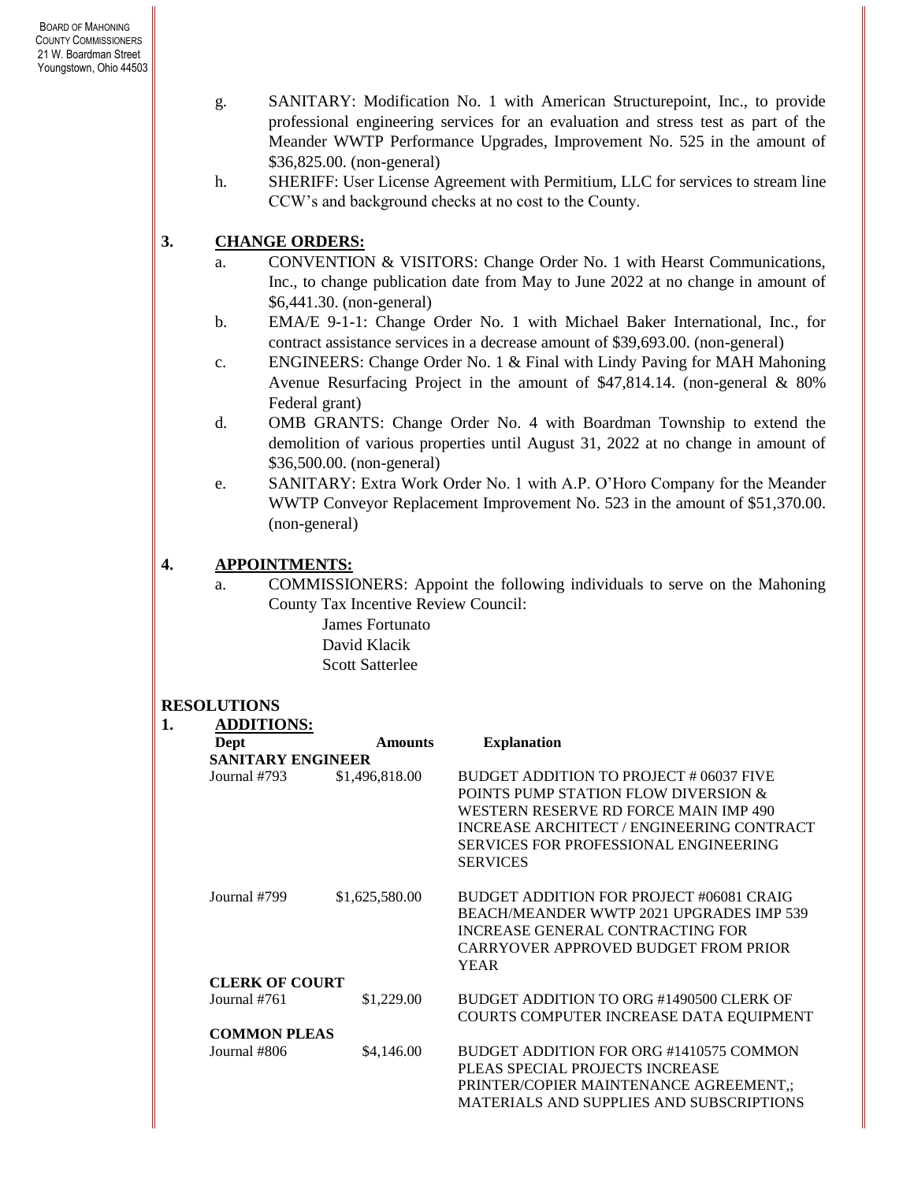g. SANITARY: Modification No. 1 with American Structurepoint, Inc., to provide professional engineering services for an evaluation and stress test as part of the Meander WWTP Performance Upgrades, Improvement No. 525 in the amount of $36,825.00. (non-general)

h. SHERIFF: User License Agreement with Permitium, LLC for services to stream line CCW's and background checks at no cost to the County.

**3. CHANGE ORDERS:**

a. CONVENTION & VISITORS: Change Order No. 1 with Hearst Communications, Inc., to change publication date from May to June 2022 at no change in amount of $6,441.30. (non-general)

b. EMA/E 9-1-1: Change Order No. 1 with Michael Baker International, Inc., for contract assistance services in a decrease amount of $39,693.00. (non-general)

c. ENGINEERS: Change Order No. 1 & Final with Lindy Paving for MAH Mahoning Avenue Resurfacing Project in the amount of $47,814.14. (non-general & 80% Federal grant)

d. OMB GRANTS: Change Order No. 4 with Boardman Township to extend the demolition of various properties until August 31, 2022 at no change in amount of $36,500.00. (non-general)

e. SANITARY: Extra Work Order No. 1 with A.P. O'Horo Company for the Meander WWTP Conveyor Replacement Improvement No. 523 in the amount of $51,370.00. (non-general)

**4. APPOINTMENTS:**

a. COMMISSIONERS: Appoint the following individuals to serve on the Mahoning County Tax Incentive Review Council:

James Fortunato
David Klacik
Scott Satterlee

**RESOLUTIONS**

**1. ADDITIONS:**

| Dept | Amounts | Explanation |
|---|---|---|
| **SANITARY ENGINEER** | | |
| Journal #793 | $1,496,818.00 | BUDGET ADDITION TO PROJECT # 06037 FIVE POINTS PUMP STATION FLOW DIVERSION & WESTERN RESERVE RD FORCE MAIN IMP 490 INCREASE ARCHITECT / ENGINEERING CONTRACT SERVICES FOR PROFESSIONAL ENGINEERING SERVICES |
| Journal #799 | $1,625,580.00 | BUDGET ADDITION FOR PROJECT #06081 CRAIG BEACH/MEANDER WWTP 2021 UPGRADES IMP 539 INCREASE GENERAL CONTRACTING FOR CARRYOVER APPROVED BUDGET FROM PRIOR YEAR |
| **CLERK OF COURT** | | |
| Journal #761 | $1,229.00 | BUDGET ADDITION TO ORG #1490500 CLERK OF COURTS COMPUTER INCREASE DATA EQUIPMENT |
| **COMMON PLEAS** | | |
| Journal #806 | $4,146.00 | BUDGET ADDITION FOR ORG #1410575 COMMON PLEAS SPECIAL PROJECTS INCREASE PRINTER/COPIER MAINTENANCE AGREEMENT,; MATERIALS AND SUPPLIES AND SUBSCRIPTIONS |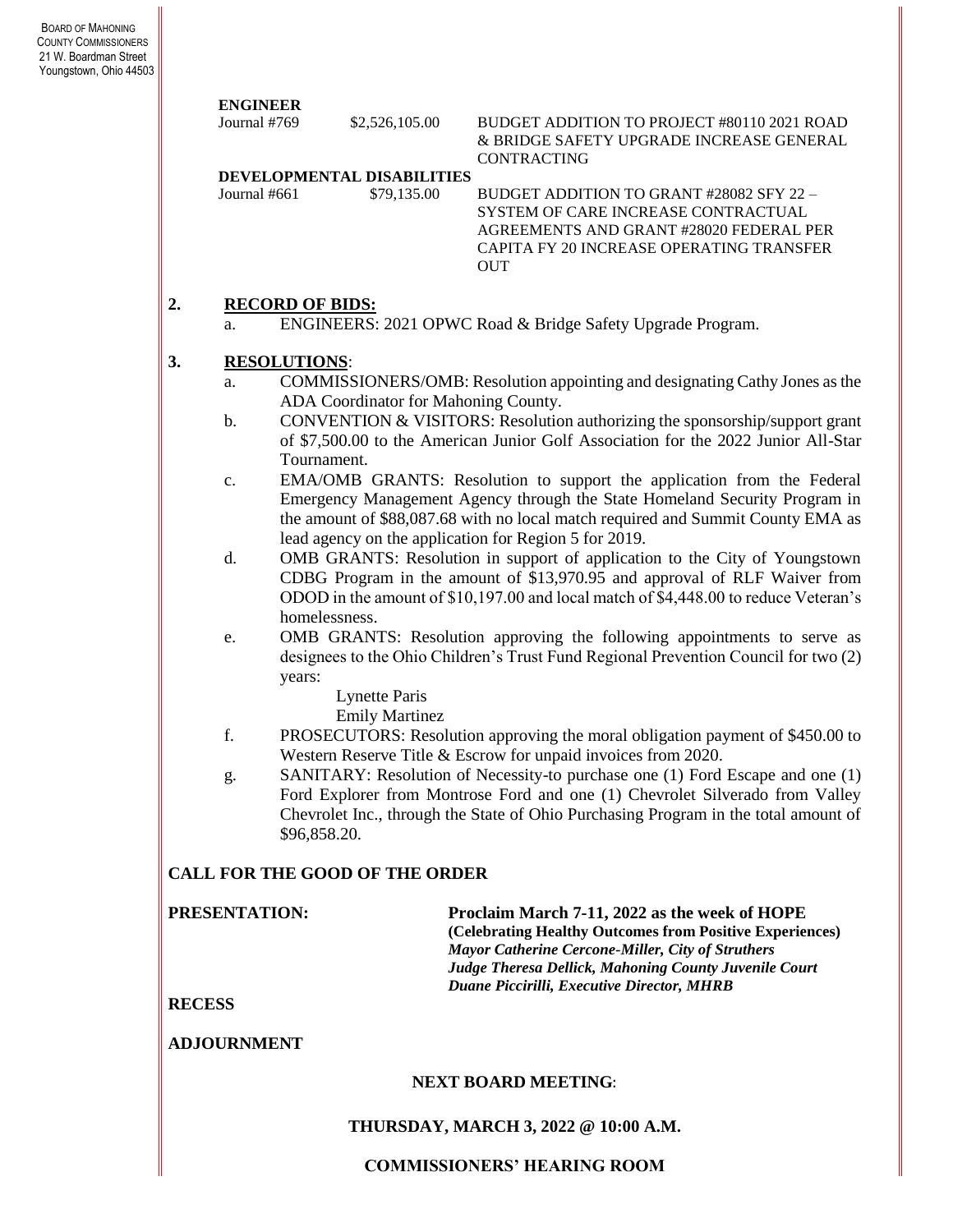**ENGINEER**

| | | |
|---|---|---|
| Journal #769 | $2,526,105.00 | BUDGET ADDITION TO PROJECT #80110 2021 ROAD & BRIDGE SAFETY UPGRADE INCREASE GENERAL CONTRACTING |

**DEVELOPMENTAL DISABILITIES**

| | | |
|---|---|---|
| Journal #661 | $79,135.00 | BUDGET ADDITION TO GRANT #28082 SFY 22 – SYSTEM OF CARE INCREASE CONTRACTUAL AGREEMENTS AND GRANT #28020 FEDERAL PER CAPITA FY 20 INCREASE OPERATING TRANSFER OUT |

2. **RECORD OF BIDS:**
   a. ENGINEERS: 2021 OPWC Road & Bridge Safety Upgrade Program.

3. **RESOLUTIONS**:
   a. COMMISSIONERS/OMB: Resolution appointing and designating Cathy Jones as the ADA Coordinator for Mahoning County.
   b. CONVENTION & VISITORS: Resolution authorizing the sponsorship/support grant of $7,500.00 to the American Junior Golf Association for the 2022 Junior All-Star Tournament.
   c. EMA/OMB GRANTS: Resolution to support the application from the Federal Emergency Management Agency through the State Homeland Security Program in the amount of $88,087.68 with no local match required and Summit County EMA as lead agency on the application for Region 5 for 2019.
   d. OMB GRANTS: Resolution in support of application to the City of Youngstown CDBG Program in the amount of $13,970.95 and approval of RLF Waiver from ODOD in the amount of $10,197.00 and local match of $4,448.00 to reduce Veteran's homelessness.
   e. OMB GRANTS: Resolution approving the following appointments to serve as designees to the Ohio Children's Trust Fund Regional Prevention Council for two (2) years:
      Lynette Paris
      Emily Martinez
   f. PROSECUTORS: Resolution approving the moral obligation payment of $450.00 to Western Reserve Title & Escrow for unpaid invoices from 2020.
   g. SANITARY: Resolution of Necessity-to purchase one (1) Ford Escape and one (1) Ford Explorer from Montrose Ford and one (1) Chevrolet Silverado from Valley Chevrolet Inc., through the State of Ohio Purchasing Program in the total amount of $96,858.20.

**CALL FOR THE GOOD OF THE ORDER**

**PRESENTATION:** **Proclaim March 7-11, 2022 as the week of HOPE (Celebrating Healthy Outcomes from Positive Experiences)**
***Mayor Catherine Cercone-Miller, City of Struthers***
***Judge Theresa Dellick, Mahoning County Juvenile Court***
***Duane Piccirilli, Executive Director, MHRB***

**RECESS**

**ADJOURNMENT**

**NEXT BOARD MEETING**:

**THURSDAY, MARCH 3, 2022 @ 10:00 A.M.**

**COMMISSIONERS' HEARING ROOM**